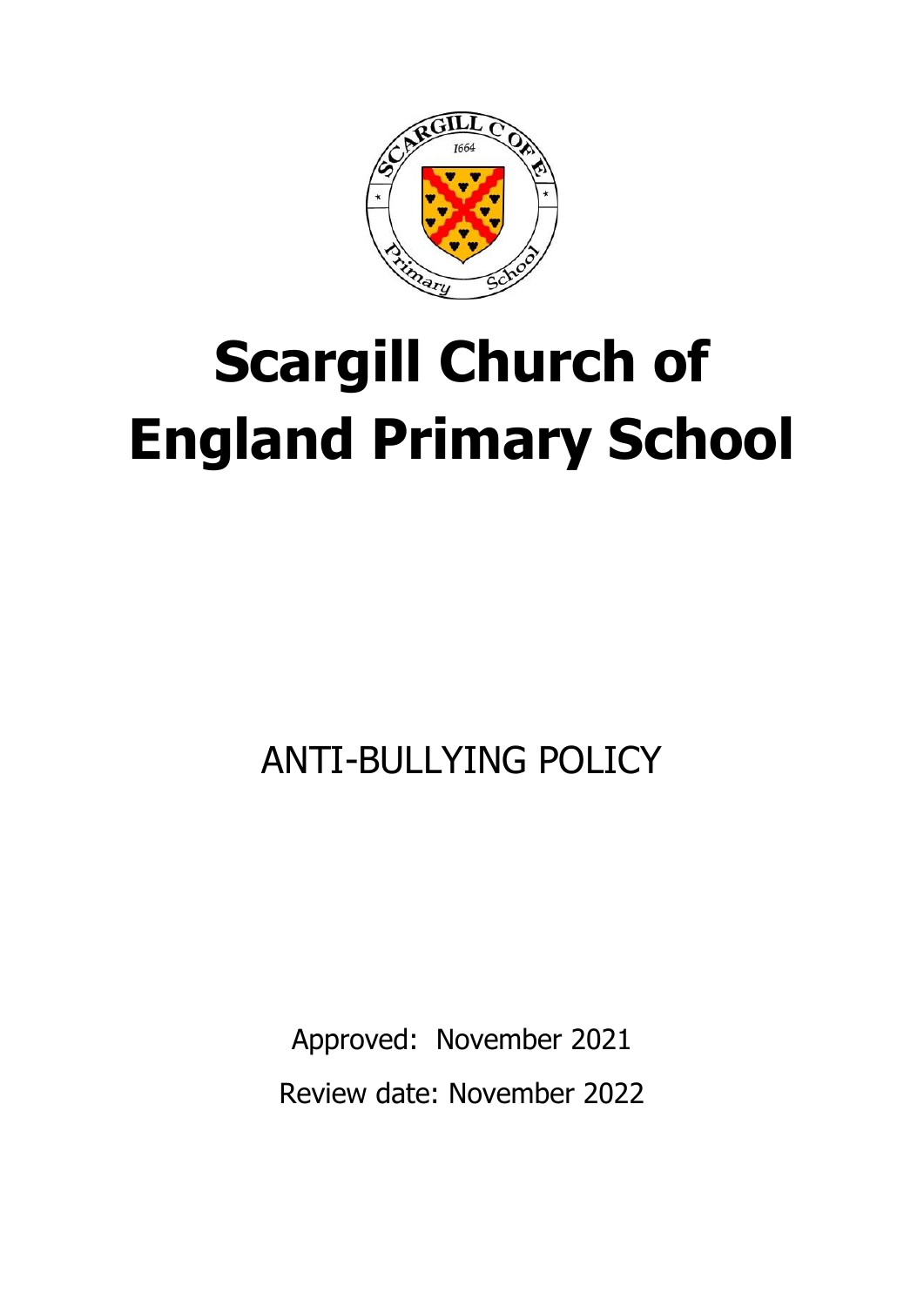# Scargill Church of England Primary School

ANTI-BULLYING POLICY

Approved: November 2021

Review date: November 2022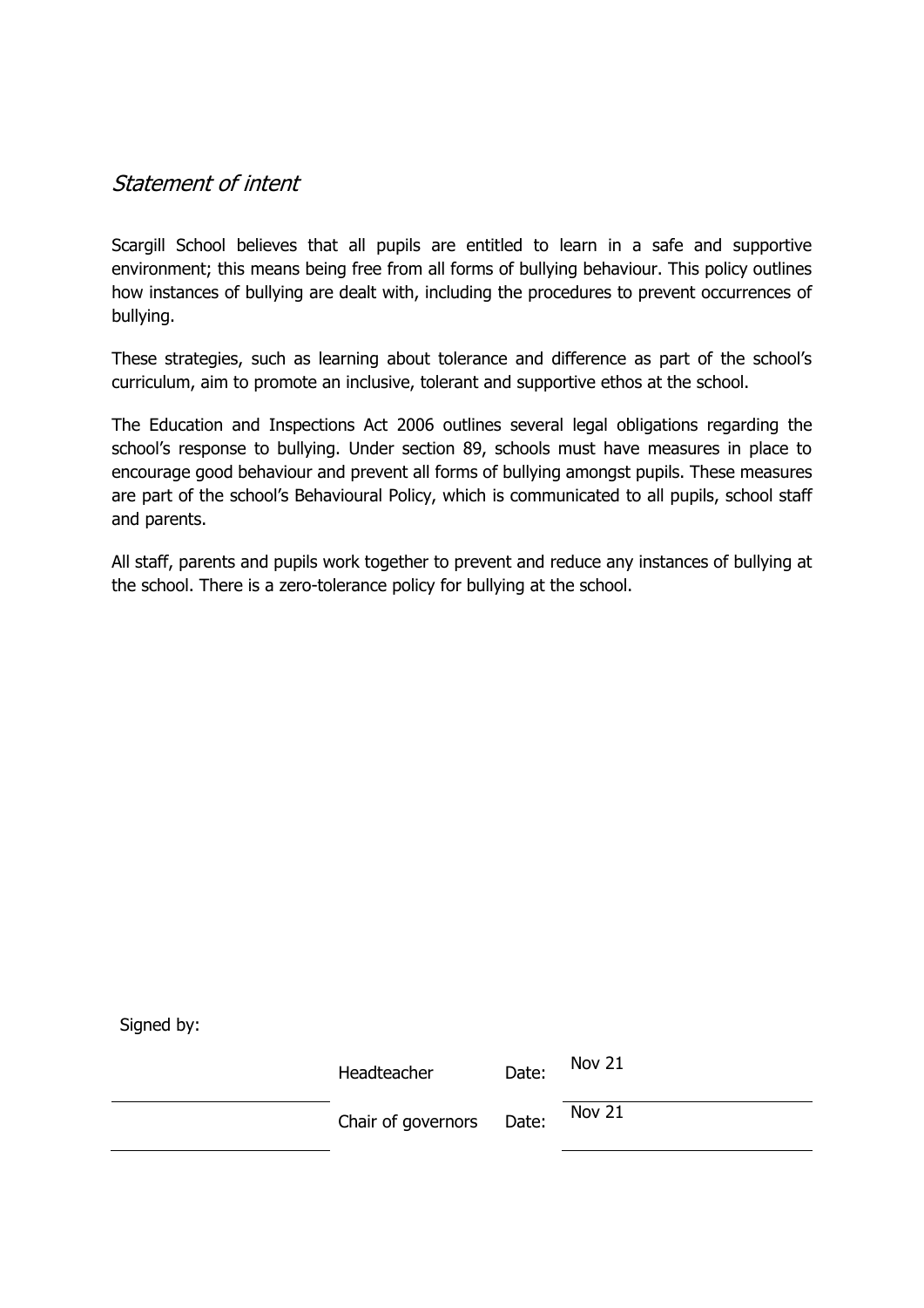## *Statement of intent*

Scargill School believes that all pupils are entitled to learn in a safe and supportive environment; this means being free from all forms of bullying behaviour. This policy outlines how instances of bullying are dealt with, including the procedures to prevent occurrences of bullying.

These strategies, such as learning about tolerance and difference as part of the school's curriculum, aim to promote an inclusive, tolerant and supportive ethos at the school.

The Education and Inspections Act 2006 outlines several legal obligations regarding the school's response to bullying. Under section 89, schools must have measures in place to encourage good behaviour and prevent all forms of bullying amongst pupils. These measures are part of the school's Behavioural Policy, which is communicated to all pupils, school staff and parents.

All staff, parents and pupils work together to prevent and reduce any instances of bullying at the school. There is a zero-tolerance policy for bullying at the school.

Signed by:

| | | | |
|---|---|---|---|
| | Headteacher | Date: | Nov 21 |
| | Chair of governors | Date: | Nov 21 |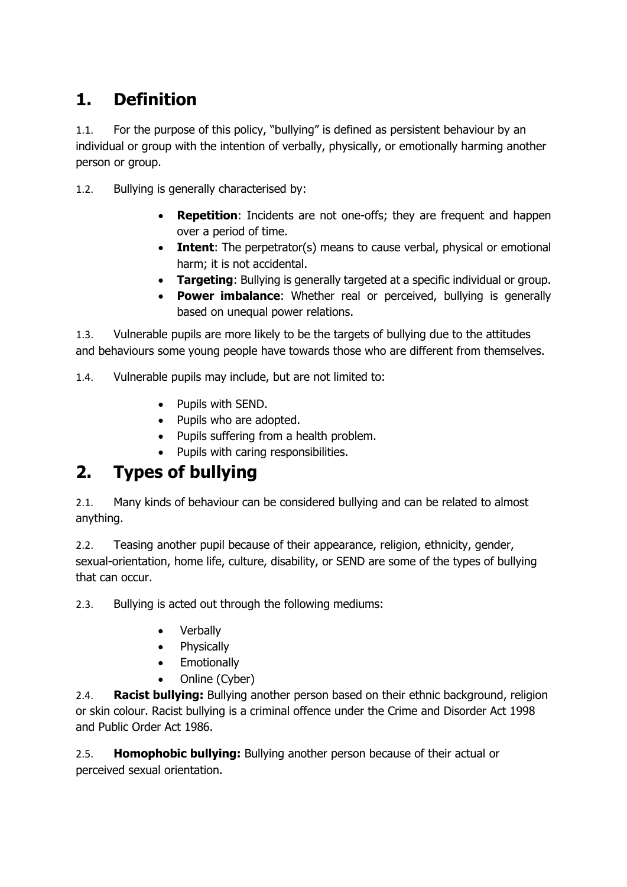# 1. Definition

1.1. For the purpose of this policy, "bullying" is defined as persistent behaviour by an individual or group with the intention of verbally, physically, or emotionally harming another person or group.

1.2. Bullying is generally characterised by:

- **Repetition**: Incidents are not one-offs; they are frequent and happen over a period of time.
- **Intent**: The perpetrator(s) means to cause verbal, physical or emotional harm; it is not accidental.
- **Targeting**: Bullying is generally targeted at a specific individual or group.
- **Power imbalance**: Whether real or perceived, bullying is generally based on unequal power relations.

1.3. Vulnerable pupils are more likely to be the targets of bullying due to the attitudes and behaviours some young people have towards those who are different from themselves.

1.4. Vulnerable pupils may include, but are not limited to:

- Pupils with SEND.
- Pupils who are adopted.
- Pupils suffering from a health problem.
- Pupils with caring responsibilities.

# 2. Types of bullying

2.1. Many kinds of behaviour can be considered bullying and can be related to almost anything.

2.2. Teasing another pupil because of their appearance, religion, ethnicity, gender, sexual-orientation, home life, culture, disability, or SEND are some of the types of bullying that can occur.

2.3. Bullying is acted out through the following mediums:

- Verbally
- Physically
- Emotionally
- Online (Cyber)

2.4. **Racist bullying:** Bullying another person based on their ethnic background, religion or skin colour. Racist bullying is a criminal offence under the Crime and Disorder Act 1998 and Public Order Act 1986.

2.5. **Homophobic bullying:** Bullying another person because of their actual or perceived sexual orientation.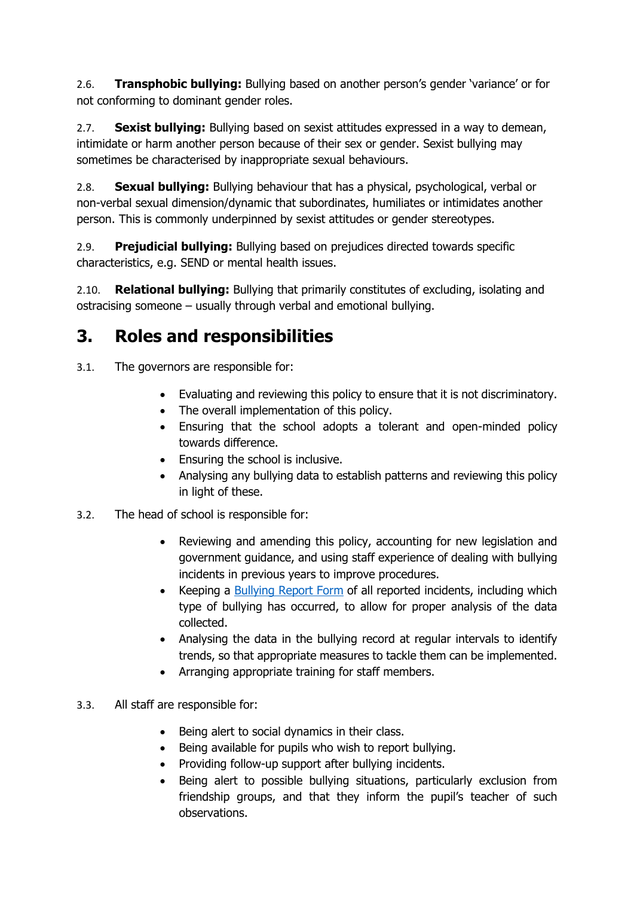2.6. **Transphobic bullying:** Bullying based on another person's gender 'variance' or for not conforming to dominant gender roles.

2.7. **Sexist bullying:** Bullying based on sexist attitudes expressed in a way to demean, intimidate or harm another person because of their sex or gender. Sexist bullying may sometimes be characterised by inappropriate sexual behaviours.

2.8. **Sexual bullying:** Bullying behaviour that has a physical, psychological, verbal or non-verbal sexual dimension/dynamic that subordinates, humiliates or intimidates another person. This is commonly underpinned by sexist attitudes or gender stereotypes.

2.9. **Prejudicial bullying:** Bullying based on prejudices directed towards specific characteristics, e.g. SEND or mental health issues.

2.10. **Relational bullying:** Bullying that primarily constitutes of excluding, isolating and ostracising someone – usually through verbal and emotional bullying.

# 3. Roles and responsibilities

3.1. The governors are responsible for:

- Evaluating and reviewing this policy to ensure that it is not discriminatory.
- The overall implementation of this policy.
- Ensuring that the school adopts a tolerant and open-minded policy towards difference.
- Ensuring the school is inclusive.
- Analysing any bullying data to establish patterns and reviewing this policy in light of these.

3.2. The head of school is responsible for:

- Reviewing and amending this policy, accounting for new legislation and government guidance, and using staff experience of dealing with bullying incidents in previous years to improve procedures.
- Keeping a Bullying Report Form of all reported incidents, including which type of bullying has occurred, to allow for proper analysis of the data collected.
- Analysing the data in the bullying record at regular intervals to identify trends, so that appropriate measures to tackle them can be implemented.
- Arranging appropriate training for staff members.

3.3. All staff are responsible for:

- Being alert to social dynamics in their class.
- Being available for pupils who wish to report bullying.
- Providing follow-up support after bullying incidents.
- Being alert to possible bullying situations, particularly exclusion from friendship groups, and that they inform the pupil's teacher of such observations.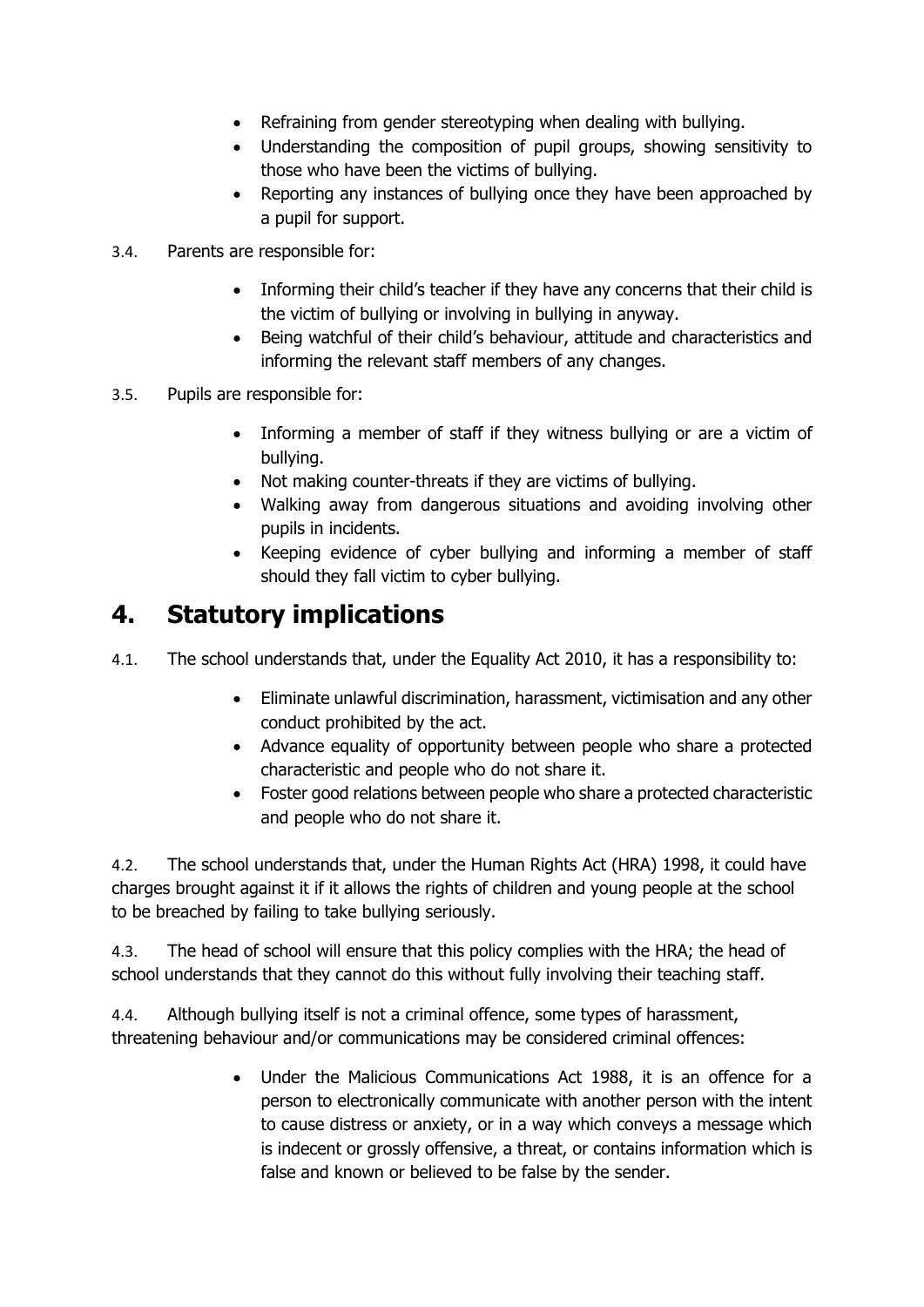- Refraining from gender stereotyping when dealing with bullying.
- Understanding the composition of pupil groups, showing sensitivity to those who have been the victims of bullying.
- Reporting any instances of bullying once they have been approached by a pupil for support.

3.4. Parents are responsible for:

- Informing their child's teacher if they have any concerns that their child is the victim of bullying or involving in bullying in anyway.
- Being watchful of their child's behaviour, attitude and characteristics and informing the relevant staff members of any changes.

3.5. Pupils are responsible for:

- Informing a member of staff if they witness bullying or are a victim of bullying.
- Not making counter-threats if they are victims of bullying.
- Walking away from dangerous situations and avoiding involving other pupils in incidents.
- Keeping evidence of cyber bullying and informing a member of staff should they fall victim to cyber bullying.

## 4. Statutory implications

4.1. The school understands that, under the Equality Act 2010, it has a responsibility to:

- Eliminate unlawful discrimination, harassment, victimisation and any other conduct prohibited by the act.
- Advance equality of opportunity between people who share a protected characteristic and people who do not share it.
- Foster good relations between people who share a protected characteristic and people who do not share it.

4.2. The school understands that, under the Human Rights Act (HRA) 1998, it could have charges brought against it if it allows the rights of children and young people at the school to be breached by failing to take bullying seriously.

4.3. The head of school will ensure that this policy complies with the HRA; the head of school understands that they cannot do this without fully involving their teaching staff.

4.4. Although bullying itself is not a criminal offence, some types of harassment, threatening behaviour and/or communications may be considered criminal offences:

- Under the Malicious Communications Act 1988, it is an offence for a person to electronically communicate with another person with the intent to cause distress or anxiety, or in a way which conveys a message which is indecent or grossly offensive, a threat, or contains information which is false and known or believed to be false by the sender.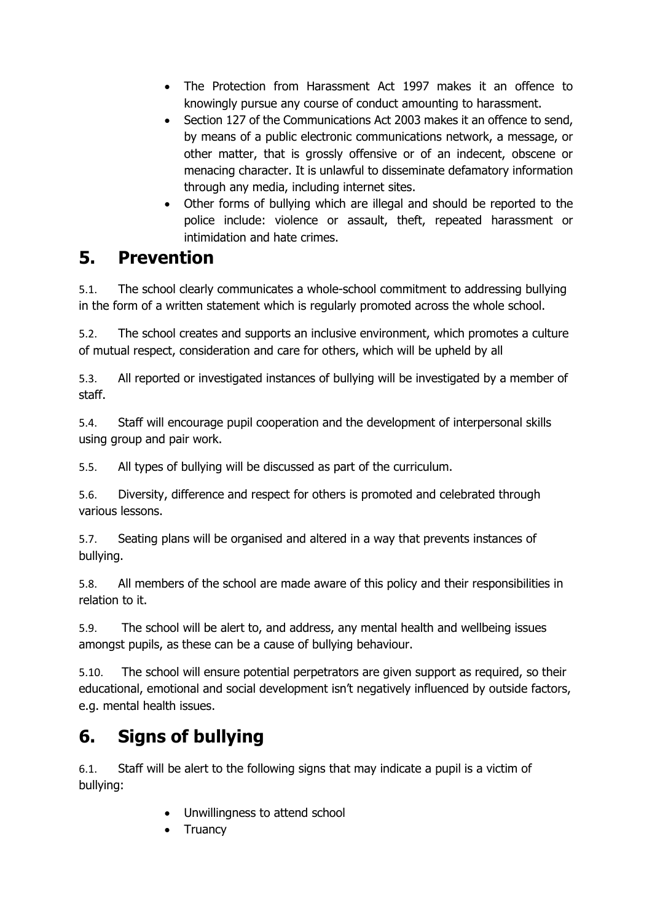- The Protection from Harassment Act 1997 makes it an offence to knowingly pursue any course of conduct amounting to harassment.
- Section 127 of the Communications Act 2003 makes it an offence to send, by means of a public electronic communications network, a message, or other matter, that is grossly offensive or of an indecent, obscene or menacing character. It is unlawful to disseminate defamatory information through any media, including internet sites.
- Other forms of bullying which are illegal and should be reported to the police include: violence or assault, theft, repeated harassment or intimidation and hate crimes.

# 5. Prevention

5.1. The school clearly communicates a whole-school commitment to addressing bullying in the form of a written statement which is regularly promoted across the whole school.

5.2. The school creates and supports an inclusive environment, which promotes a culture of mutual respect, consideration and care for others, which will be upheld by all

5.3. All reported or investigated instances of bullying will be investigated by a member of staff.

5.4. Staff will encourage pupil cooperation and the development of interpersonal skills using group and pair work.

5.5. All types of bullying will be discussed as part of the curriculum.

5.6. Diversity, difference and respect for others is promoted and celebrated through various lessons.

5.7. Seating plans will be organised and altered in a way that prevents instances of bullying.

5.8. All members of the school are made aware of this policy and their responsibilities in relation to it.

5.9. The school will be alert to, and address, any mental health and wellbeing issues amongst pupils, as these can be a cause of bullying behaviour.

5.10. The school will ensure potential perpetrators are given support as required, so their educational, emotional and social development isn't negatively influenced by outside factors, e.g. mental health issues.

# 6. Signs of bullying

6.1. Staff will be alert to the following signs that may indicate a pupil is a victim of bullying:

- Unwillingness to attend school
- Truancy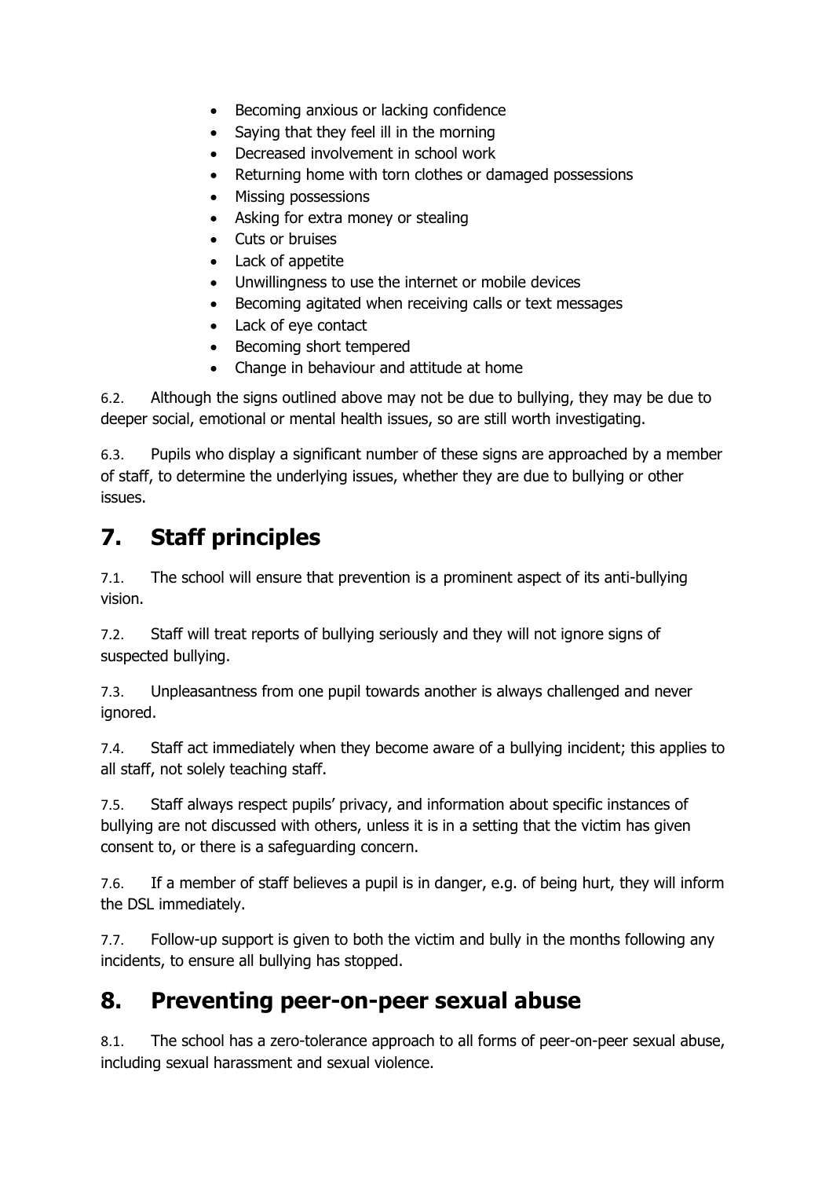- Becoming anxious or lacking confidence
- Saying that they feel ill in the morning
- Decreased involvement in school work
- Returning home with torn clothes or damaged possessions
- Missing possessions
- Asking for extra money or stealing
- Cuts or bruises
- Lack of appetite
- Unwillingness to use the internet or mobile devices
- Becoming agitated when receiving calls or text messages
- Lack of eye contact
- Becoming short tempered
- Change in behaviour and attitude at home

6.2. Although the signs outlined above may not be due to bullying, they may be due to deeper social, emotional or mental health issues, so are still worth investigating.

6.3. Pupils who display a significant number of these signs are approached by a member of staff, to determine the underlying issues, whether they are due to bullying or other issues.

## 7. Staff principles

7.1. The school will ensure that prevention is a prominent aspect of its anti-bullying vision.

7.2. Staff will treat reports of bullying seriously and they will not ignore signs of suspected bullying.

7.3. Unpleasantness from one pupil towards another is always challenged and never ignored.

7.4. Staff act immediately when they become aware of a bullying incident; this applies to all staff, not solely teaching staff.

7.5. Staff always respect pupils' privacy, and information about specific instances of bullying are not discussed with others, unless it is in a setting that the victim has given consent to, or there is a safeguarding concern.

7.6. If a member of staff believes a pupil is in danger, e.g. of being hurt, they will inform the DSL immediately.

7.7. Follow-up support is given to both the victim and bully in the months following any incidents, to ensure all bullying has stopped.

## 8. Preventing peer-on-peer sexual abuse

8.1. The school has a zero-tolerance approach to all forms of peer-on-peer sexual abuse, including sexual harassment and sexual violence.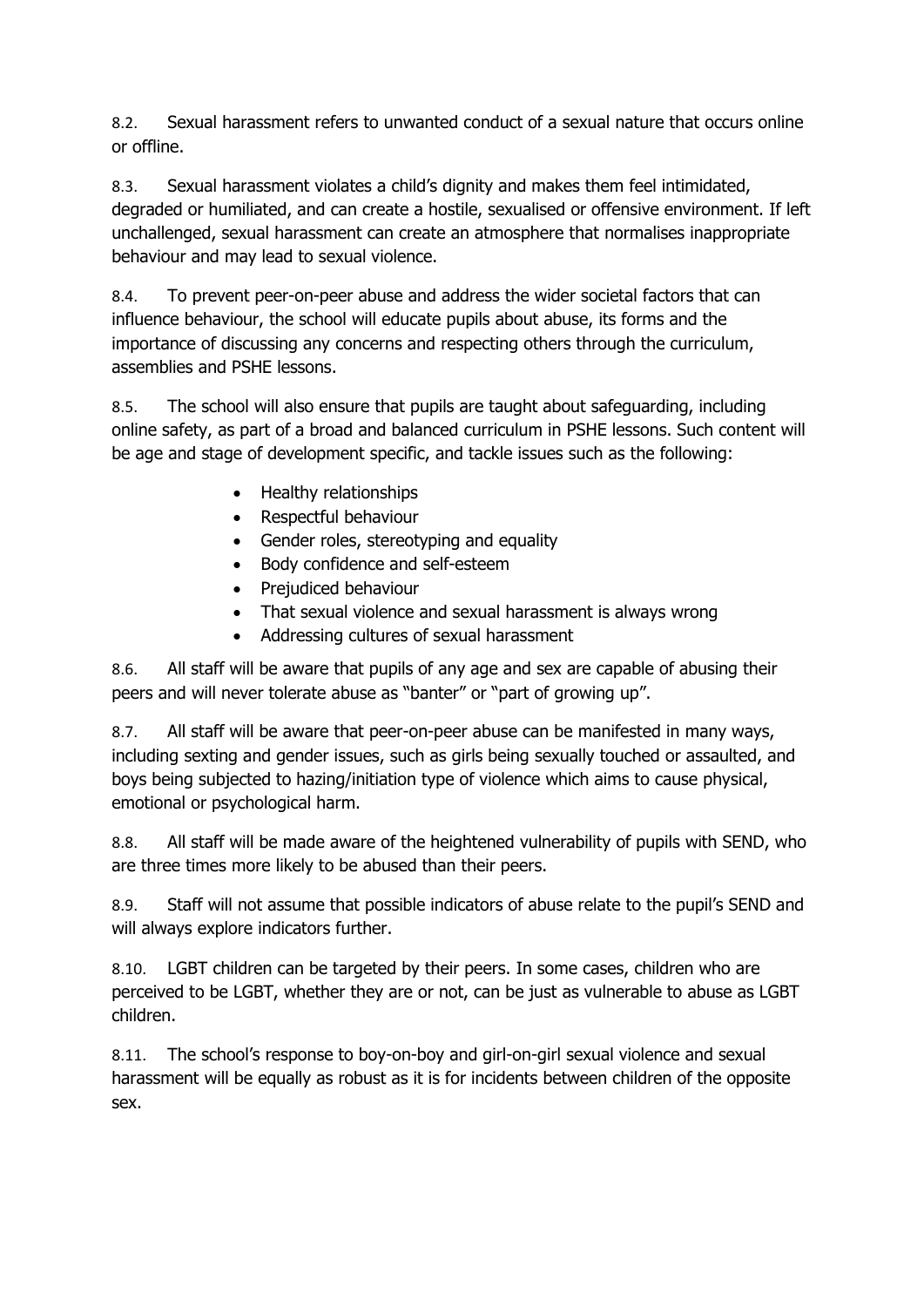8.2. Sexual harassment refers to unwanted conduct of a sexual nature that occurs online or offline.

8.3. Sexual harassment violates a child's dignity and makes them feel intimidated, degraded or humiliated, and can create a hostile, sexualised or offensive environment. If left unchallenged, sexual harassment can create an atmosphere that normalises inappropriate behaviour and may lead to sexual violence.

8.4. To prevent peer-on-peer abuse and address the wider societal factors that can influence behaviour, the school will educate pupils about abuse, its forms and the importance of discussing any concerns and respecting others through the curriculum, assemblies and PSHE lessons.

8.5. The school will also ensure that pupils are taught about safeguarding, including online safety, as part of a broad and balanced curriculum in PSHE lessons. Such content will be age and stage of development specific, and tackle issues such as the following:

- Healthy relationships
- Respectful behaviour
- Gender roles, stereotyping and equality
- Body confidence and self-esteem
- Prejudiced behaviour
- That sexual violence and sexual harassment is always wrong
- Addressing cultures of sexual harassment

8.6. All staff will be aware that pupils of any age and sex are capable of abusing their peers and will never tolerate abuse as "banter" or "part of growing up".

8.7. All staff will be aware that peer-on-peer abuse can be manifested in many ways, including sexting and gender issues, such as girls being sexually touched or assaulted, and boys being subjected to hazing/initiation type of violence which aims to cause physical, emotional or psychological harm.

8.8. All staff will be made aware of the heightened vulnerability of pupils with SEND, who are three times more likely to be abused than their peers.

8.9. Staff will not assume that possible indicators of abuse relate to the pupil's SEND and will always explore indicators further.

8.10. LGBT children can be targeted by their peers. In some cases, children who are perceived to be LGBT, whether they are or not, can be just as vulnerable to abuse as LGBT children.

8.11. The school's response to boy-on-boy and girl-on-girl sexual violence and sexual harassment will be equally as robust as it is for incidents between children of the opposite sex.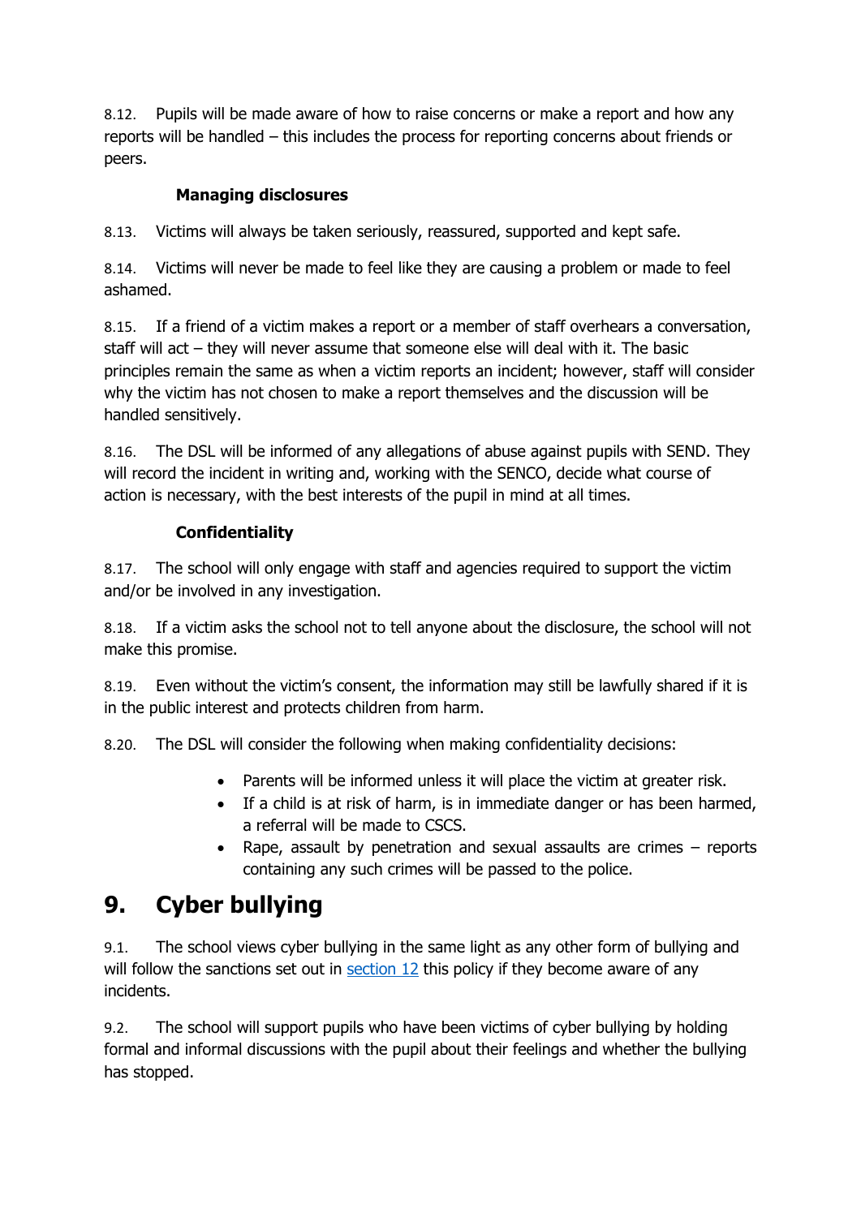8.12. Pupils will be made aware of how to raise concerns or make a report and how any reports will be handled – this includes the process for reporting concerns about friends or peers.

**Managing disclosures**

8.13. Victims will always be taken seriously, reassured, supported and kept safe.

8.14. Victims will never be made to feel like they are causing a problem or made to feel ashamed.

8.15. If a friend of a victim makes a report or a member of staff overhears a conversation, staff will act – they will never assume that someone else will deal with it. The basic principles remain the same as when a victim reports an incident; however, staff will consider why the victim has not chosen to make a report themselves and the discussion will be handled sensitively.

8.16. The DSL will be informed of any allegations of abuse against pupils with SEND. They will record the incident in writing and, working with the SENCO, decide what course of action is necessary, with the best interests of the pupil in mind at all times.

**Confidentiality**

8.17. The school will only engage with staff and agencies required to support the victim and/or be involved in any investigation.

8.18. If a victim asks the school not to tell anyone about the disclosure, the school will not make this promise.

8.19. Even without the victim's consent, the information may still be lawfully shared if it is in the public interest and protects children from harm.

8.20. The DSL will consider the following when making confidentiality decisions:

- Parents will be informed unless it will place the victim at greater risk.
- If a child is at risk of harm, is in immediate danger or has been harmed, a referral will be made to CSCS.
- Rape, assault by penetration and sexual assaults are crimes – reports containing any such crimes will be passed to the police.

# 9. Cyber bullying

9.1. The school views cyber bullying in the same light as any other form of bullying and will follow the sanctions set out in section 12 this policy if they become aware of any incidents.

9.2. The school will support pupils who have been victims of cyber bullying by holding formal and informal discussions with the pupil about their feelings and whether the bullying has stopped.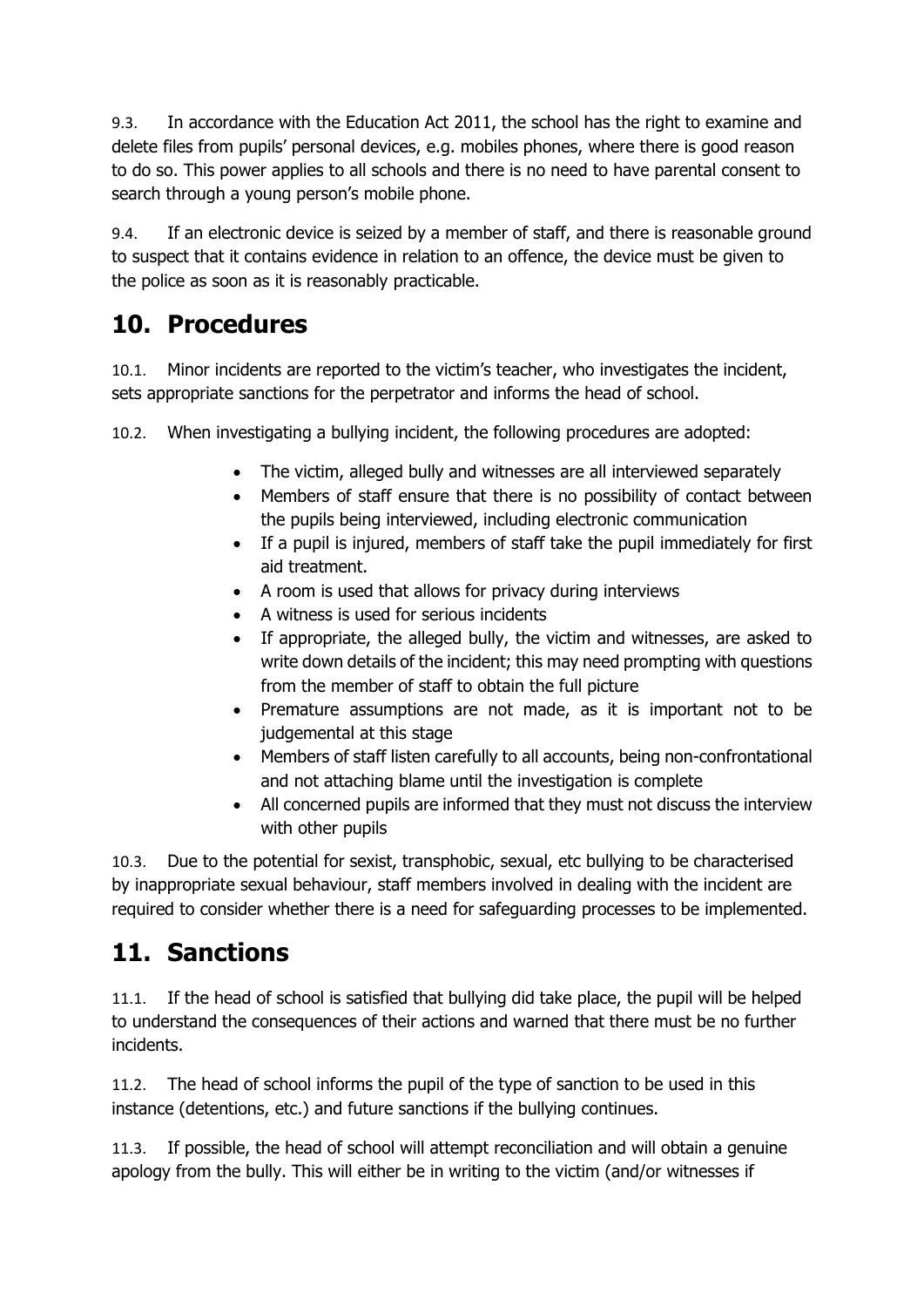9.3. In accordance with the Education Act 2011, the school has the right to examine and delete files from pupils' personal devices, e.g. mobiles phones, where there is good reason to do so. This power applies to all schools and there is no need to have parental consent to search through a young person's mobile phone.

9.4. If an electronic device is seized by a member of staff, and there is reasonable ground to suspect that it contains evidence in relation to an offence, the device must be given to the police as soon as it is reasonably practicable.

## 10. Procedures

10.1. Minor incidents are reported to the victim's teacher, who investigates the incident, sets appropriate sanctions for the perpetrator and informs the head of school.

10.2. When investigating a bullying incident, the following procedures are adopted:

- The victim, alleged bully and witnesses are all interviewed separately
- Members of staff ensure that there is no possibility of contact between the pupils being interviewed, including electronic communication
- If a pupil is injured, members of staff take the pupil immediately for first aid treatment.
- A room is used that allows for privacy during interviews
- A witness is used for serious incidents
- If appropriate, the alleged bully, the victim and witnesses, are asked to write down details of the incident; this may need prompting with questions from the member of staff to obtain the full picture
- Premature assumptions are not made, as it is important not to be judgemental at this stage
- Members of staff listen carefully to all accounts, being non-confrontational and not attaching blame until the investigation is complete
- All concerned pupils are informed that they must not discuss the interview with other pupils

10.3. Due to the potential for sexist, transphobic, sexual, etc bullying to be characterised by inappropriate sexual behaviour, staff members involved in dealing with the incident are required to consider whether there is a need for safeguarding processes to be implemented.

## 11. Sanctions

11.1. If the head of school is satisfied that bullying did take place, the pupil will be helped to understand the consequences of their actions and warned that there must be no further incidents.

11.2. The head of school informs the pupil of the type of sanction to be used in this instance (detentions, etc.) and future sanctions if the bullying continues.

11.3. If possible, the head of school will attempt reconciliation and will obtain a genuine apology from the bully. This will either be in writing to the victim (and/or witnesses if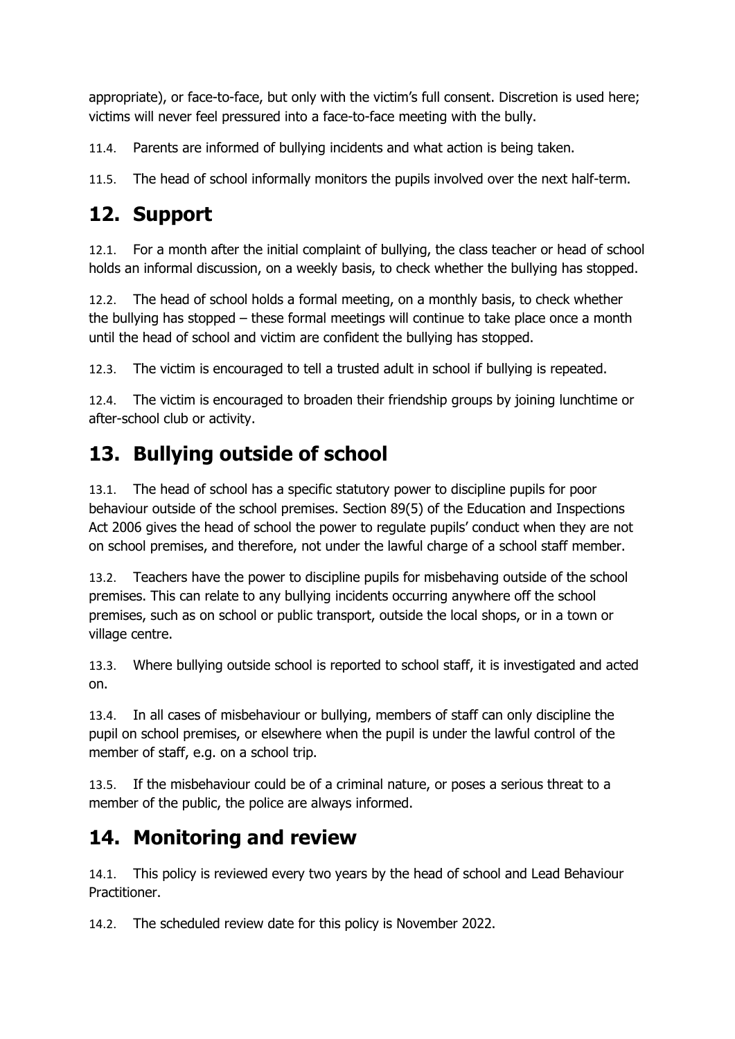appropriate), or face-to-face, but only with the victim's full consent. Discretion is used here; victims will never feel pressured into a face-to-face meeting with the bully.

11.4. Parents are informed of bullying incidents and what action is being taken.

11.5. The head of school informally monitors the pupils involved over the next half-term.

## 12. Support

12.1. For a month after the initial complaint of bullying, the class teacher or head of school holds an informal discussion, on a weekly basis, to check whether the bullying has stopped.

12.2. The head of school holds a formal meeting, on a monthly basis, to check whether the bullying has stopped – these formal meetings will continue to take place once a month until the head of school and victim are confident the bullying has stopped.

12.3. The victim is encouraged to tell a trusted adult in school if bullying is repeated.

12.4. The victim is encouraged to broaden their friendship groups by joining lunchtime or after-school club or activity.

## 13. Bullying outside of school

13.1. The head of school has a specific statutory power to discipline pupils for poor behaviour outside of the school premises. Section 89(5) of the Education and Inspections Act 2006 gives the head of school the power to regulate pupils' conduct when they are not on school premises, and therefore, not under the lawful charge of a school staff member.

13.2. Teachers have the power to discipline pupils for misbehaving outside of the school premises. This can relate to any bullying incidents occurring anywhere off the school premises, such as on school or public transport, outside the local shops, or in a town or village centre.

13.3. Where bullying outside school is reported to school staff, it is investigated and acted on.

13.4. In all cases of misbehaviour or bullying, members of staff can only discipline the pupil on school premises, or elsewhere when the pupil is under the lawful control of the member of staff, e.g. on a school trip.

13.5. If the misbehaviour could be of a criminal nature, or poses a serious threat to a member of the public, the police are always informed.

## 14. Monitoring and review

14.1. This policy is reviewed every two years by the head of school and Lead Behaviour Practitioner.

14.2. The scheduled review date for this policy is November 2022.